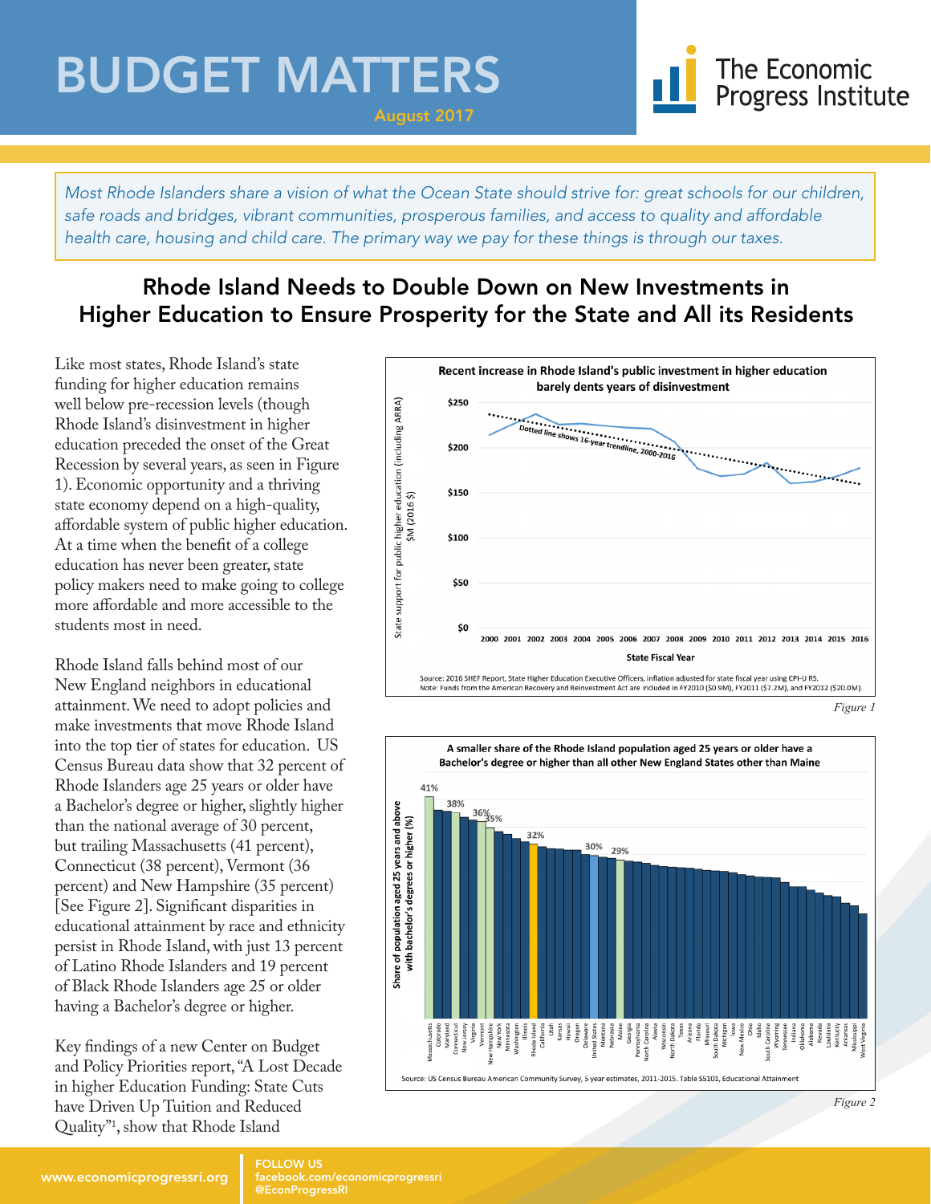# BUDGET MATTERS

August 2017

The Economic Progress Institute

*Most Rhode Islanders share a vision of what the Ocean State should strive for: great schools for our children, safe roads and bridges, vibrant communities, prosperous families, and access to quality and affordable health care, housing and child care. The primary way we pay for these things is through our taxes.*

## Rhode Island Needs to Double Down on New Investments in Higher Education to Ensure Prosperity for the State and All its Residents

Like most states, Rhode Island's state funding for higher education remains well below pre-recession levels (though Rhode Island's disinvestment in higher education preceded the onset of the Great Recession by several years, as seen in Figure 1). Economic opportunity and a thriving state economy depend on a high-quality, affordable system of public higher education. At a time when the benefit of a college education has never been greater, state policy makers need to make going to college more affordable and more accessible to the students most in need.

Rhode Island falls behind most of our New England neighbors in educational attainment. We need to adopt policies and make investments that move Rhode Island into the top tier of states for education. US Census Bureau data show that 32 percent of Rhode Islanders age 25 years or older have a Bachelor's degree or higher, slightly higher than the national average of 30 percent, but trailing Massachusetts (41 percent), Connecticut (38 percent), Vermont (36 percent) and New Hampshire (35 percent) [See Figure 2]. Significant disparities in educational attainment by race and ethnicity persist in Rhode Island, with just 13 percent of Latino Rhode Islanders and 19 percent of Black Rhode Islanders age 25 or older having a Bachelor's degree or higher.

Key findings of a new Center on Budget and Policy Priorities report, "A Lost Decade in higher Education Funding: State Cuts have Driven Up Tuition and Reduced Quality"[1], show that Rhode Island

**Recent increase in Rhode Island's public investment in higher education barely dents years of disinvestment**

Source: 2016 SHEF Report, State Higher Education Executive Officers, inflation adjusted for state fiscal year using CPI-U RS.
Note: Funds from the American Recovery and Reinvestment Act are included in FY2010 ($0.9M), FY2011 ($7.2M), and FY2012 ($20.0M).

*Figure 1*

**A smaller share of the Rhode Island population aged 25 years or older have a Bachelor's degree or higher than all other New England States other than Maine**

Source: US Census Bureau American Community Survey, 5 year estimates, 2011-2015. Table S5101, Educational Attainment

*Figure 2*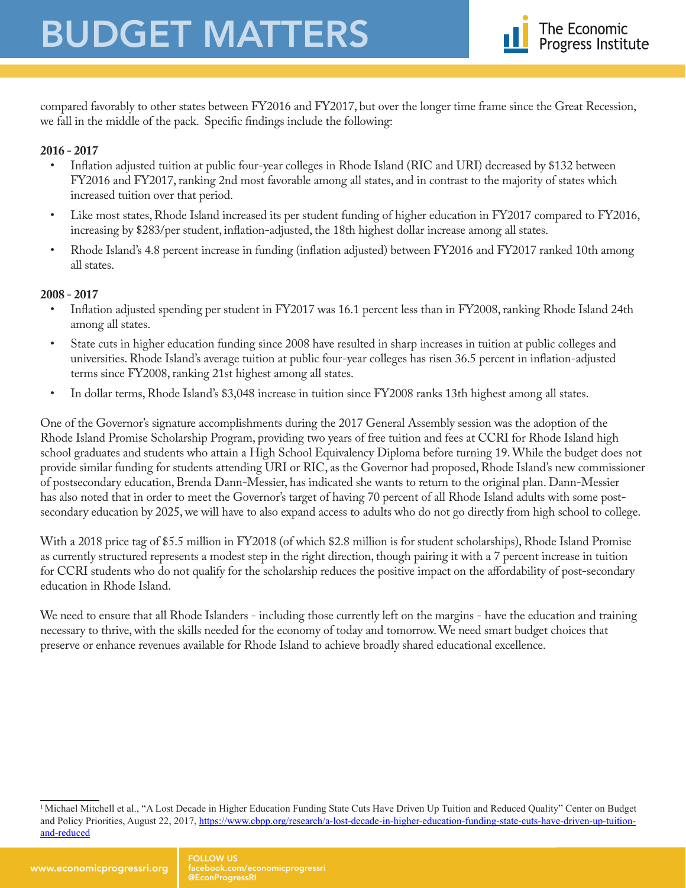compared favorably to other states between FY2016 and FY2017, but over the longer time frame since the Great Recession, we fall in the middle of the pack. Specific findings include the following:

**2016 - 2017**

- Inflation adjusted tuition at public four-year colleges in Rhode Island (RIC and URI) decreased by $132 between FY2016 and FY2017, ranking 2nd most favorable among all states, and in contrast to the majority of states which increased tuition over that period.
- Like most states, Rhode Island increased its per student funding of higher education in FY2017 compared to FY2016, increasing by $283/per student, inflation-adjusted, the 18th highest dollar increase among all states.
- Rhode Island's 4.8 percent increase in funding (inflation adjusted) between FY2016 and FY2017 ranked 10th among all states.

**2008 - 2017**

- Inflation adjusted spending per student in FY2017 was 16.1 percent less than in FY2008, ranking Rhode Island 24th among all states.
- State cuts in higher education funding since 2008 have resulted in sharp increases in tuition at public colleges and universities. Rhode Island's average tuition at public four-year colleges has risen 36.5 percent in inflation-adjusted terms since FY2008, ranking 21st highest among all states.
- In dollar terms, Rhode Island's $3,048 increase in tuition since FY2008 ranks 13th highest among all states.

One of the Governor's signature accomplishments during the 2017 General Assembly session was the adoption of the Rhode Island Promise Scholarship Program, providing two years of free tuition and fees at CCRI for Rhode Island high school graduates and students who attain a High School Equivalency Diploma before turning 19. While the budget does not provide similar funding for students attending URI or RIC, as the Governor had proposed, Rhode Island's new commissioner of postsecondary education, Brenda Dann-Messier, has indicated she wants to return to the original plan. Dann-Messier has also noted that in order to meet the Governor's target of having 70 percent of all Rhode Island adults with some post-secondary education by 2025, we will have to also expand access to adults who do not go directly from high school to college.

With a 2018 price tag of $5.5 million in FY2018 (of which $2.8 million is for student scholarships), Rhode Island Promise as currently structured represents a modest step in the right direction, though pairing it with a 7 percent increase in tuition for CCRI students who do not qualify for the scholarship reduces the positive impact on the affordability of post-secondary education in Rhode Island.

We need to ensure that all Rhode Islanders - including those currently left on the margins - have the education and training necessary to thrive, with the skills needed for the economy of today and tomorrow. We need smart budget choices that preserve or enhance revenues available for Rhode Island to achieve broadly shared educational excellence.

[1] Michael Mitchell et al., "A Lost Decade in Higher Education Funding State Cuts Have Driven Up Tuition and Reduced Quality" Center on Budget and Policy Priorities, August 22, 2017, https://www.cbpp.org/research/a-lost-decade-in-higher-education-funding-state-cuts-have-driven-up-tuition-and-reduced